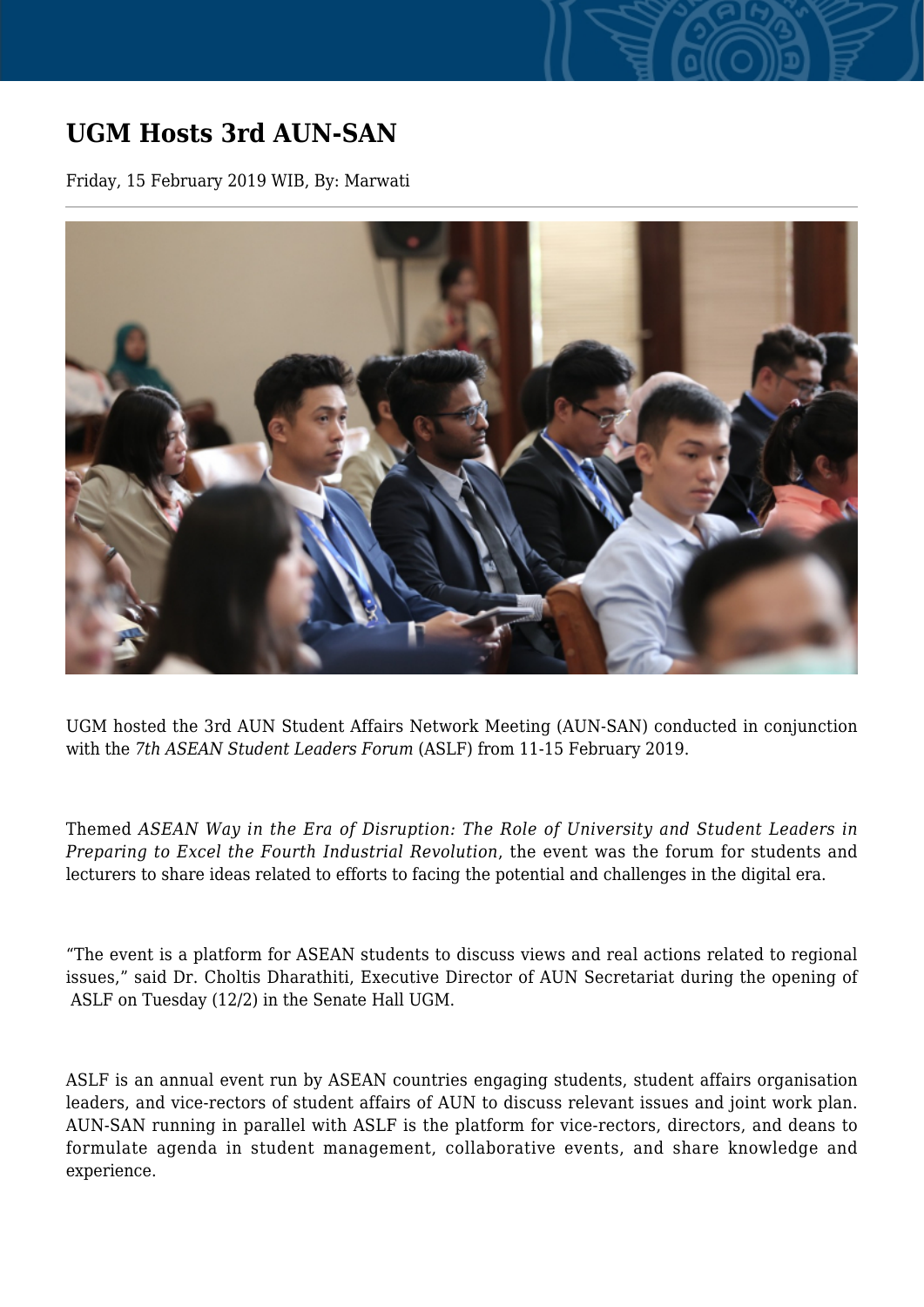# UGM Hosts 3rd AUN-SAN

Friday, 15 February 2019 WIB, By: Marwati

UGM hosted the 3rd AUN Student Affairs Network Meeting (AUN-SAN) conducted in conjunction with the *7th ASEAN Student Leaders Forum* (ASLF) from 11-15 February 2019.

Themed *ASEAN Way in the Era of Disruption: The Role of University and Student Leaders in Preparing to Excel the Fourth Industrial Revolution*, the event was the forum for students and lecturers to share ideas related to efforts to facing the potential and challenges in the digital era.

“The event is a platform for ASEAN students to discuss views and real actions related to regional issues,” said Dr. Choltis Dharathiti, Executive Director of AUN Secretariat during the opening of ASLF on Tuesday (12/2) in the Senate Hall UGM.

ASLF is an annual event run by ASEAN countries engaging students, student affairs organisation leaders, and vice-rectors of student affairs of AUN to discuss relevant issues and joint work plan. AUN-SAN running in parallel with ASLF is the platform for vice-rectors, directors, and deans to formulate agenda in student management, collaborative events, and share knowledge and experience.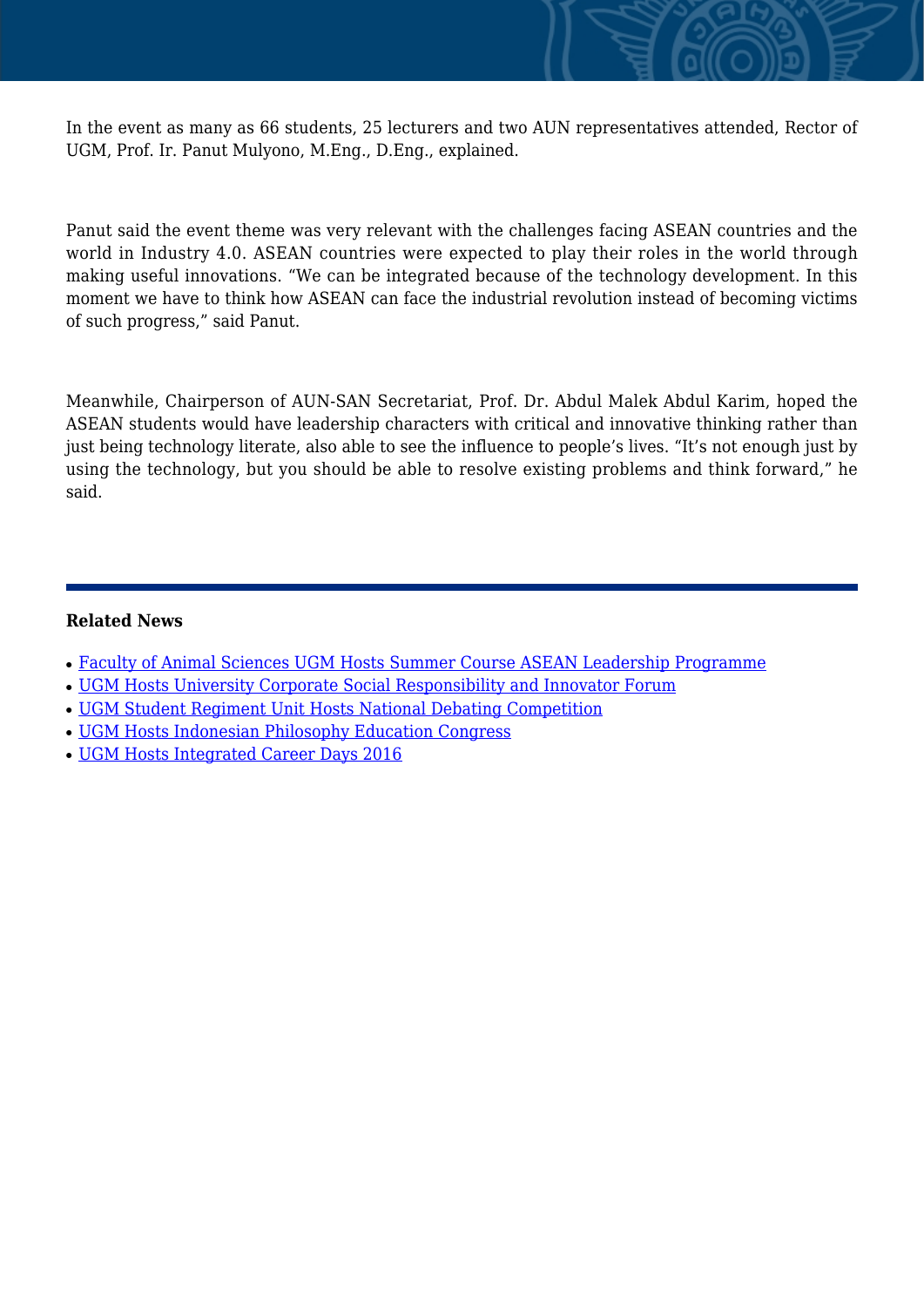In the event as many as 66 students, 25 lecturers and two AUN representatives attended, Rector of UGM, Prof. Ir. Panut Mulyono, M.Eng., D.Eng., explained.

Panut said the event theme was very relevant with the challenges facing ASEAN countries and the world in Industry 4.0. ASEAN countries were expected to play their roles in the world through making useful innovations. “We can be integrated because of the technology development. In this moment we have to think how ASEAN can face the industrial revolution instead of becoming victims of such progress,” said Panut.

Meanwhile, Chairperson of AUN-SAN Secretariat, Prof. Dr. Abdul Malek Abdul Karim, hoped the ASEAN students would have leadership characters with critical and innovative thinking rather than just being technology literate, also able to see the influence to people’s lives. “It’s not enough just by using the technology, but you should be able to resolve existing problems and think forward,” he said.

---

**Related News**

- Faculty of Animal Sciences UGM Hosts Summer Course ASEAN Leadership Programme
- UGM Hosts University Corporate Social Responsibility and Innovator Forum
- UGM Student Regiment Unit Hosts National Debating Competition
- UGM Hosts Indonesian Philosophy Education Congress
- UGM Hosts Integrated Career Days 2016